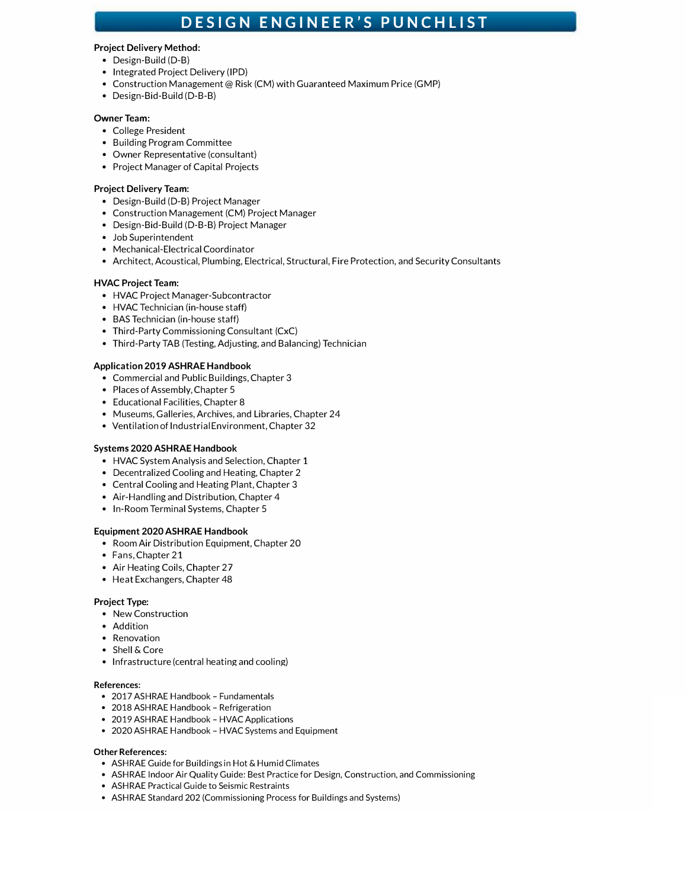# DESIGN ENGINEER'S PUNCHLIST

**Project Delivery Method:**

- Design-Build (D-B)
- Integrated Project Delivery (IPD)
- Construction Management @ Risk (CM) with Guaranteed Maximum Price (GMP)
- Design-Bid-Build (D-B-B)

**Owner Team:**

- College President
- Building Program Committee
- Owner Representative (consultant)
- Project Manager of Capital Projects

**Project Delivery Team:**

- Design-Build (D-B) Project Manager
- Construction Management (CM) Project Manager
- Design-Bid-Build (D-B-B) Project Manager
- Job Superintendent
- Mechanical-Electrical Coordinator
- Architect, Acoustical, Plumbing, Electrical, Structural, Fire Protection, and Security Consultants

**HVAC Project Team:**

- HVAC Project Manager-Subcontractor
- HVAC Technician (in-house staff)
- BAS Technician (in-house staff)
- Third-Party Commissioning Consultant (CxC)
- Third-Party TAB (Testing, Adjusting, and Balancing) Technician

**Application 2019 ASHRAE Handbook**

- Commercial and Public Buildings, Chapter 3
- Places of Assembly, Chapter 5
- Educational Facilities, Chapter 8
- Museums, Galleries, Archives, and Libraries, Chapter 24
- Ventilation of Industrial Environment, Chapter 32

**Systems 2020 ASHRAE Handbook**

- HVAC System Analysis and Selection, Chapter 1
- Decentralized Cooling and Heating, Chapter 2
- Central Cooling and Heating Plant, Chapter 3
- Air-Handling and Distribution, Chapter 4
- In-Room Terminal Systems, Chapter 5

**Equipment 2020 ASHRAE Handbook**

- Room Air Distribution Equipment, Chapter 20
- Fans, Chapter 21
- Air Heating Coils, Chapter 27
- Heat Exchangers, Chapter 48

**Project Type:**

- New Construction
- Addition
- Renovation
- Shell & Core
- Infrastructure (central heating and cooling)

**References:**

- 2017 ASHRAE Handbook – Fundamentals
- 2018 ASHRAE Handbook – Refrigeration
- 2019 ASHRAE Handbook – HVAC Applications
- 2020 ASHRAE Handbook – HVAC Systems and Equipment

**Other References:**

- ASHRAE Guide for Buildings in Hot & Humid Climates
- ASHRAE Indoor Air Quality Guide: Best Practice for Design, Construction, and Commissioning
- ASHRAE Practical Guide to Seismic Restraints
- ASHRAE Standard 202 (Commissioning Process for Buildings and Systems)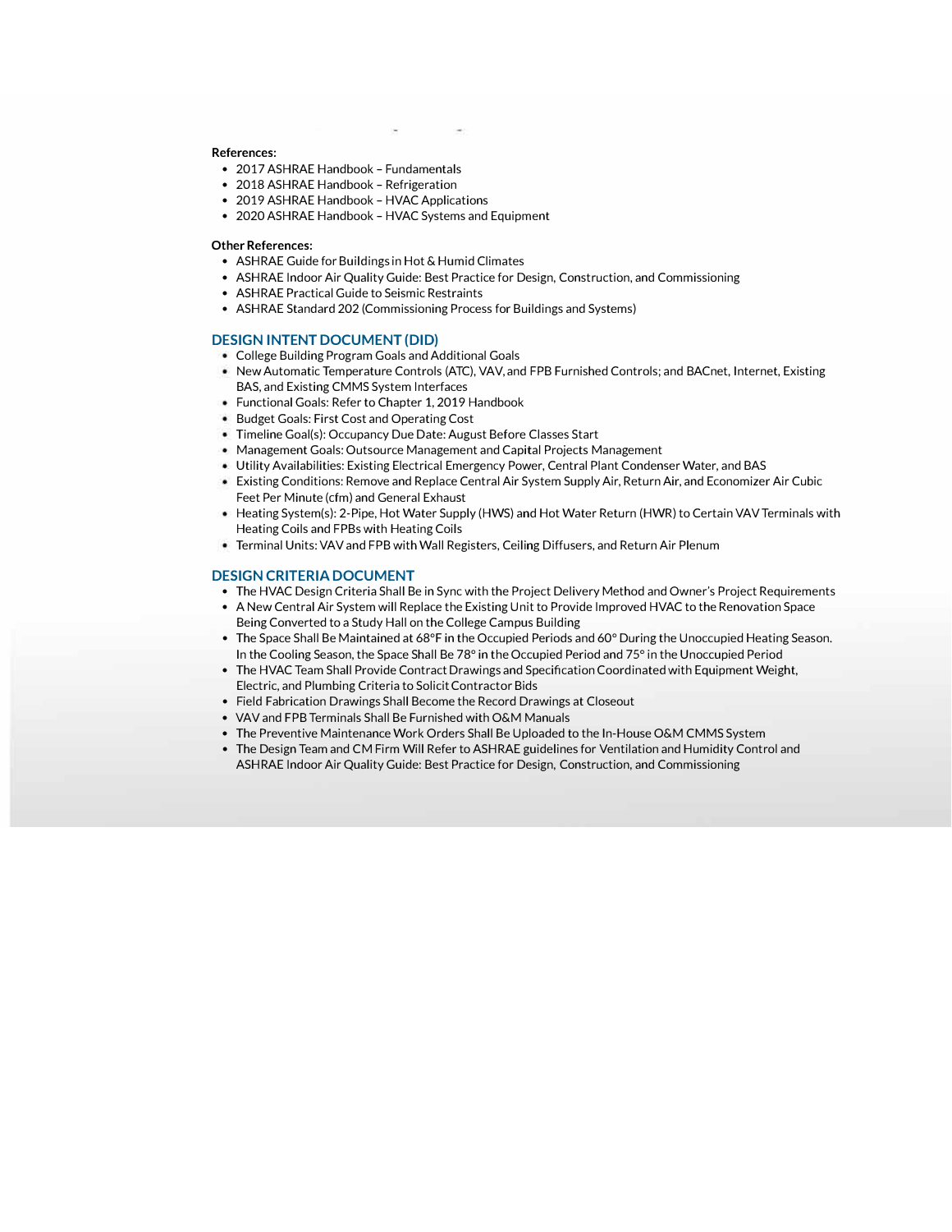**References:**

- 2017 ASHRAE Handbook – Fundamentals
- 2018 ASHRAE Handbook – Refrigeration
- 2019 ASHRAE Handbook – HVAC Applications
- 2020 ASHRAE Handbook – HVAC Systems and Equipment

**Other References:**

- ASHRAE Guide for Buildings in Hot & Humid Climates
- ASHRAE Indoor Air Quality Guide: Best Practice for Design, Construction, and Commissioning
- ASHRAE Practical Guide to Seismic Restraints
- ASHRAE Standard 202 (Commissioning Process for Buildings and Systems)

## DESIGN INTENT DOCUMENT (DID)

- College Building Program Goals and Additional Goals
- New Automatic Temperature Controls (ATC), VAV, and FPB Furnished Controls; and BACnet, Internet, Existing BAS, and Existing CMMS System Interfaces
- Functional Goals: Refer to Chapter 1, 2019 Handbook
- Budget Goals: First Cost and Operating Cost
- Timeline Goal(s): Occupancy Due Date: August Before Classes Start
- Management Goals: Outsource Management and Capital Projects Management
- Utility Availabilities: Existing Electrical Emergency Power, Central Plant Condenser Water, and BAS
- Existing Conditions: Remove and Replace Central Air System Supply Air, Return Air, and Economizer Air Cubic Feet Per Minute (cfm) and General Exhaust
- Heating System(s): 2-Pipe, Hot Water Supply (HWS) and Hot Water Return (HWR) to Certain VAV Terminals with Heating Coils and FPBs with Heating Coils
- Terminal Units: VAV and FPB with Wall Registers, Ceiling Diffusers, and Return Air Plenum

## DESIGN CRITERIA DOCUMENT

- The HVAC Design Criteria Shall Be in Sync with the Project Delivery Method and Owner's Project Requirements
- A New Central Air System will Replace the Existing Unit to Provide Improved HVAC to the Renovation Space Being Converted to a Study Hall on the College Campus Building
- The Space Shall Be Maintained at 68°F in the Occupied Periods and 60° During the Unoccupied Heating Season. In the Cooling Season, the Space Shall Be 78° in the Occupied Period and 75° in the Unoccupied Period
- The HVAC Team Shall Provide Contract Drawings and Specification Coordinated with Equipment Weight, Electric, and Plumbing Criteria to Solicit Contractor Bids
- Field Fabrication Drawings Shall Become the Record Drawings at Closeout
- VAV and FPB Terminals Shall Be Furnished with O&M Manuals
- The Preventive Maintenance Work Orders Shall Be Uploaded to the In-House O&M CMMS System
- The Design Team and CM Firm Will Refer to ASHRAE guidelines for Ventilation and Humidity Control and ASHRAE Indoor Air Quality Guide: Best Practice for Design, Construction, and Commissioning